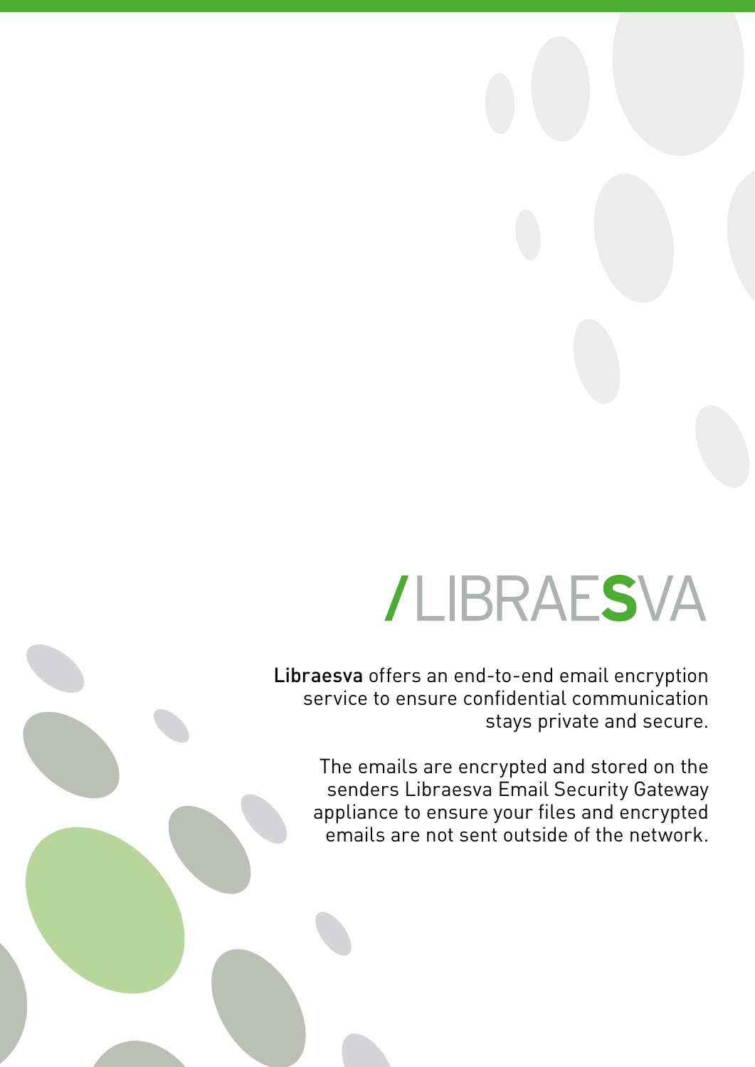# /LIBRAESVA

**Libraesva** offers an end-to-end email encryption service to ensure confidential communication stays private and secure.

The emails are encrypted and stored on the senders Libraesva Email Security Gateway appliance to ensure your files and encrypted emails are not sent outside of the network.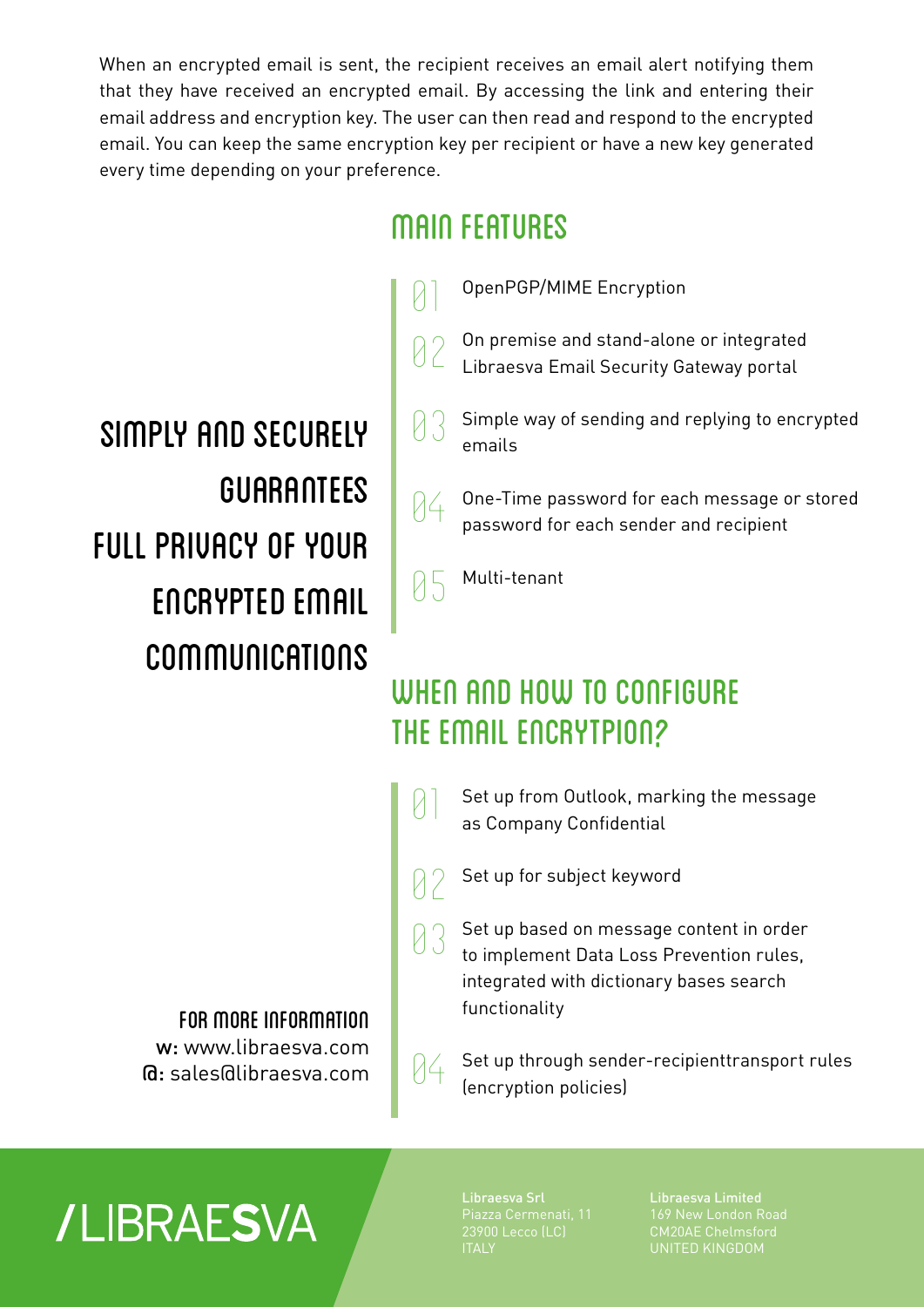When an encrypted email is sent, the recipient receives an email alert notifying them that they have received an encrypted email. By accessing the link and entering their email address and encryption key. The user can then read and respond to the encrypted email. You can keep the same encryption key per recipient or have a new key generated every time depending on your preference.

## SIMPLY AND SECURELY GUARANTEES FULL PRIVACY OF YOUR ENCRYPTED EMAIL COMMUNICATIONS

## MAIN FEATURES

01 OpenPGP/MIME Encryption

02 On premise and stand-alone or integrated Libraesva Email Security Gateway portal

03 Simple way of sending and replying to encrypted emails

04 One-Time password for each message or stored password for each sender and recipient

05 Multi-tenant

## WHEN AND HOW TO CONFIGURE THE EMAIL ENCRTPION?

01 Set up from Outlook, marking the message as Company Confidential

02 Set up for subject keyword

03 Set up based on message content in order to implement Data Loss Prevention rules, integrated with dictionary bases search functionality

04 Set up through sender-recipienttransport rules (encryption policies)

**FOR MORE INFORMATION**
w: www.libraesva.com
@: sales@libraesva.com

/LIBRAESVA

**Libraesva Srl**
Piazza Cermenati, 11
23900 Lecco (LC)
ITALY

**Libraesva Limited**
169 New London Road
CM20AE Chelmsford
UNITED KINGDOM